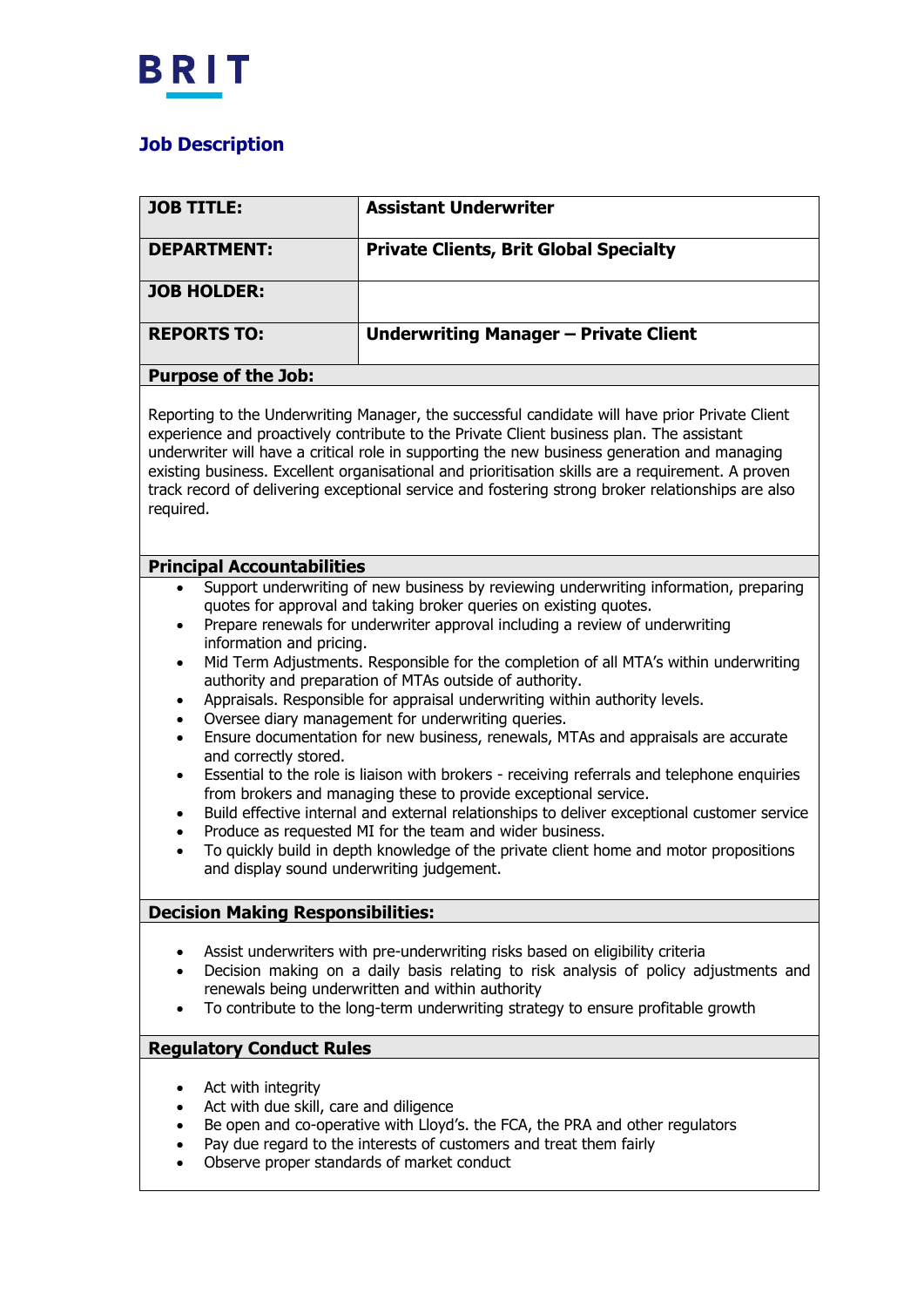BRIT

# Job Description

| JOB TITLE: | Assistant Underwriter |
|---|---|
| DEPARTMENT: | Private Clients, Brit Global Specialty |
| JOB HOLDER: | |
| REPORTS TO: | Underwriting Manager – Private Client |

## Purpose of the Job:

Reporting to the Underwriting Manager, the successful candidate will have prior Private Client experience and proactively contribute to the Private Client business plan. The assistant underwriter will have a critical role in supporting the new business generation and managing existing business. Excellent organisational and prioritisation skills are a requirement. A proven track record of delivering exceptional service and fostering strong broker relationships are also required.

## Principal Accountabilities

- Support underwriting of new business by reviewing underwriting information, preparing quotes for approval and taking broker queries on existing quotes.
- Prepare renewals for underwriter approval including a review of underwriting information and pricing.
- Mid Term Adjustments. Responsible for the completion of all MTA's within underwriting authority and preparation of MTAs outside of authority.
- Appraisals. Responsible for appraisal underwriting within authority levels.
- Oversee diary management for underwriting queries.
- Ensure documentation for new business, renewals, MTAs and appraisals are accurate and correctly stored.
- Essential to the role is liaison with brokers - receiving referrals and telephone enquiries from brokers and managing these to provide exceptional service.
- Build effective internal and external relationships to deliver exceptional customer service
- Produce as requested MI for the team and wider business.
- To quickly build in depth knowledge of the private client home and motor propositions and display sound underwriting judgement.

## Decision Making Responsibilities:

- Assist underwriters with pre-underwriting risks based on eligibility criteria
- Decision making on a daily basis relating to risk analysis of policy adjustments and renewals being underwritten and within authority
- To contribute to the long-term underwriting strategy to ensure profitable growth

## Regulatory Conduct Rules

- Act with integrity
- Act with due skill, care and diligence
- Be open and co-operative with Lloyd's. the FCA, the PRA and other regulators
- Pay due regard to the interests of customers and treat them fairly
- Observe proper standards of market conduct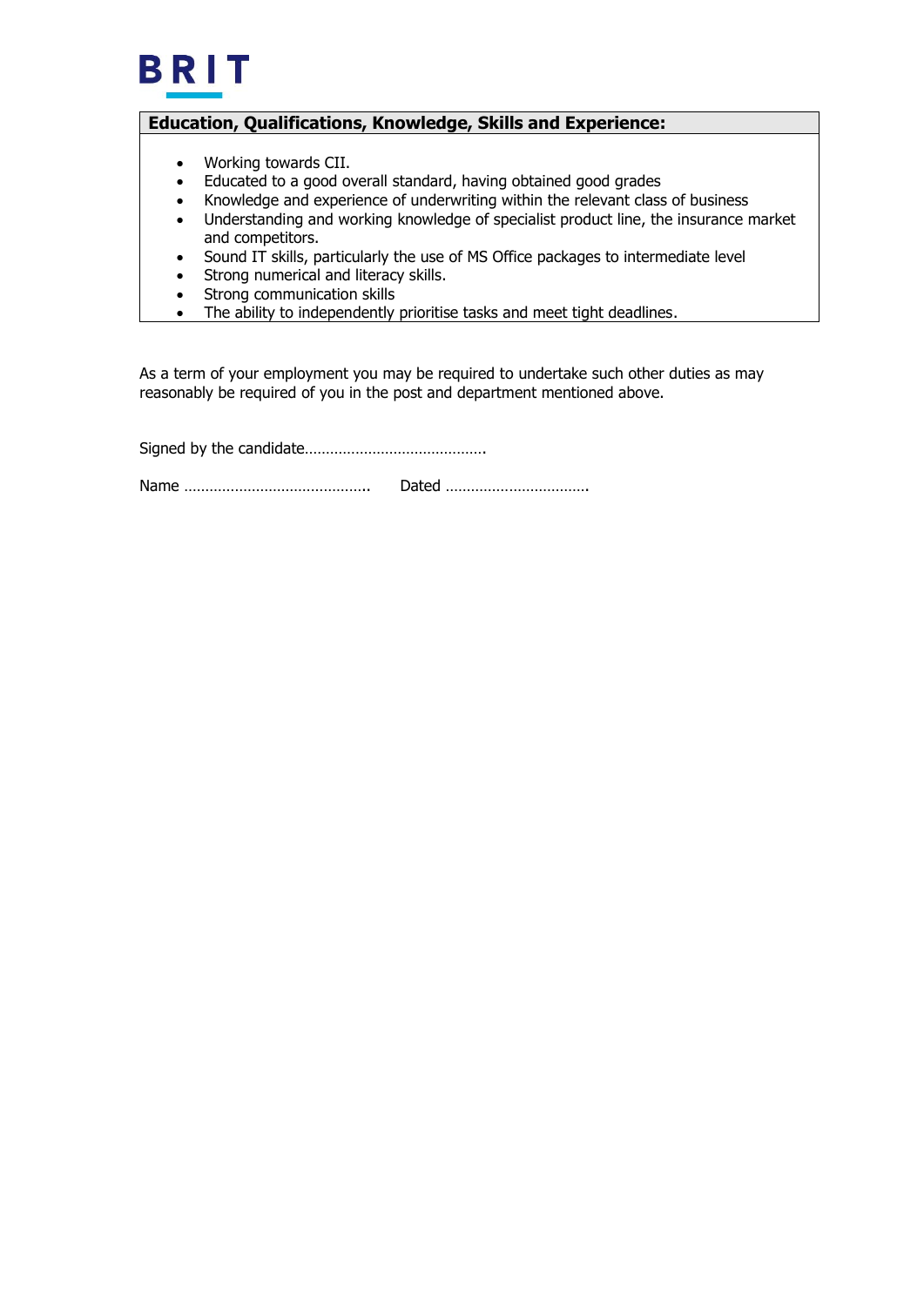BRIT

**Education, Qualifications, Knowledge, Skills and Experience:**

- Working towards CII.
- Educated to a good overall standard, having obtained good grades
- Knowledge and experience of underwriting within the relevant class of business
- Understanding and working knowledge of specialist product line, the insurance market and competitors.
- Sound IT skills, particularly the use of MS Office packages to intermediate level
- Strong numerical and literacy skills.
- Strong communication skills
- The ability to independently prioritise tasks and meet tight deadlines.

As a term of your employment you may be required to undertake such other duties as may reasonably be required of you in the post and department mentioned above.

Signed by the candidate…………………………………….

Name …………………………………….. Dated …………………………….